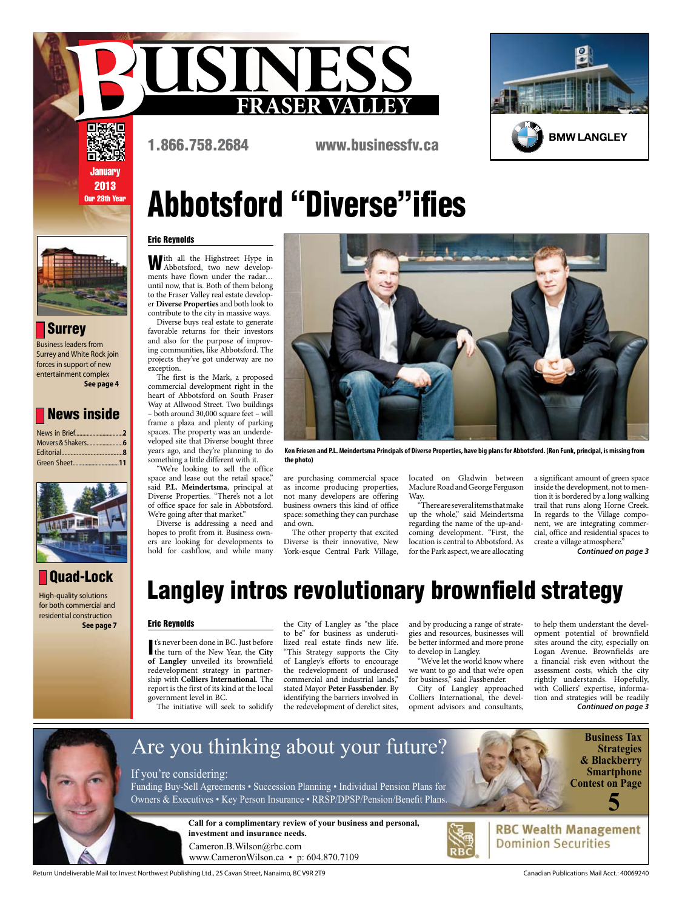# BUSINESS FRASER VALLEY

January 2013
Our 28th Year

1.866.758.2684 www.businessfv.ca

BMW LANGLEY

## Surrey

Business leaders from Surrey and White Rock join forces in support of new entertainment complex
**See page 4**

## News inside

- News in Brief....2
- Movers & Shakers....6
- Editorial....8
- Green Sheet....11

## Quad-Lock

High-quality solutions for both commercial and residential construction
**See page 7**

# Abbotsford "Diverse"ifies

**Eric Reynolds**

With all the Highstreet Hype in Abbotsford, two new developments have flown under the radar… until now, that is. Both of them belong to the Fraser Valley real estate developer **Diverse Properties** and both look to contribute to the city in massive ways.

Diverse buys real estate to generate favorable returns for their investors and also for the purpose of improving communities, like Abbotsford. The projects they've got underway are no exception.

The first is the Mark, a proposed commercial development right in the heart of Abbotsford on South Fraser Way at Allwood Street. Two buildings – both around 30,000 square feet – will frame a plaza and plenty of parking spaces. The property was an underdeveloped site that Diverse bought three years ago, and they're planning to do something a little different with it.

"We're looking to sell the office space and lease out the retail space," said **P.L. Meindertsma**, principal at Diverse Properties. "There's not a lot of office space for sale in Abbotsford. We're going after that market."

Diverse is addressing a need and hopes to profit from it. Business owners are looking for developments to hold for cashflow, and while many are purchasing commercial space as income producing properties, not many developers are offering business owners this kind of office space: something they can purchase and own.

The other property that excited Diverse is their innovative, New York-esque Central Park Village, located on Gladwin between Maclure Road and George Ferguson Way.

"There are several items that make up the whole," said Meindertsma regarding the name of the up-and-coming development. "First, the location is central to Abbotsford. As for the Park aspect, we are allocating a significant amount of green space inside the development, not to mention it is bordered by a long walking trail that runs along Horne Creek. In regards to the Village component, we are integrating commercial, office and residential spaces to create a village atmosphere."

***Continued on page 3***

**Ken Friesen and P.L. Meindertsma Principals of Diverse Properties, have big plans for Abbotsford. (Ron Funk, principal, is missing from the photo)**

# Langley intros revolutionary brownfield strategy

**Eric Reynolds**

It's never been done in BC. Just before the turn of the New Year, the **City of Langley** unveiled its brownfield redevelopment strategy in partnership with **Colliers International**. The report is the first of its kind at the local government level in BC.

The initiative will seek to solidify the City of Langley as "the place to be" for business as underutilized real estate finds new life. "This Strategy supports the City of Langley's efforts to encourage the redevelopment of underused commercial and industrial lands," stated Mayor **Peter Fassbender**. By identifying the barriers involved in the redevelopment of derelict sites, and by producing a range of strategies and resources, businesses will be better informed and more prone to develop in Langley.

"We've let the world know where we want to go and that we're open for business," said Fassbender.

City of Langley approached Colliers International, the development advisors and consultants, to help them understand the development potential of brownfield sites around the city, especially on Logan Avenue. Brownfields are a financial risk even without the assessment costs, which the city rightly understands. Hopefully, with Colliers' expertise, information and strategies will be readily

***Continued on page 3***

---

Are you thinking about your future?

If you're considering:
Funding Buy-Sell Agreements • Succession Planning • Individual Pension Plans for Owners & Executives • Key Person Insurance • RRSP/DPSP/Pension/Benefit Plans.

**Call for a complimentary review of your business and personal, investment and insurance needs.**

Cameron.B.Wilson@rbc.com
www.CameronWilson.ca • p: 604.870.7109

RBC Wealth Management
Dominion Securities

**Business Tax Strategies & Blackberry Smartphone Contest on Page 5**

Return Undeliverable Mail to: Invest Northwest Publishing Ltd., 25 Cavan Street, Nanaimo, BC V9R 2T9

Canadian Publications Mail Acct.: 40069240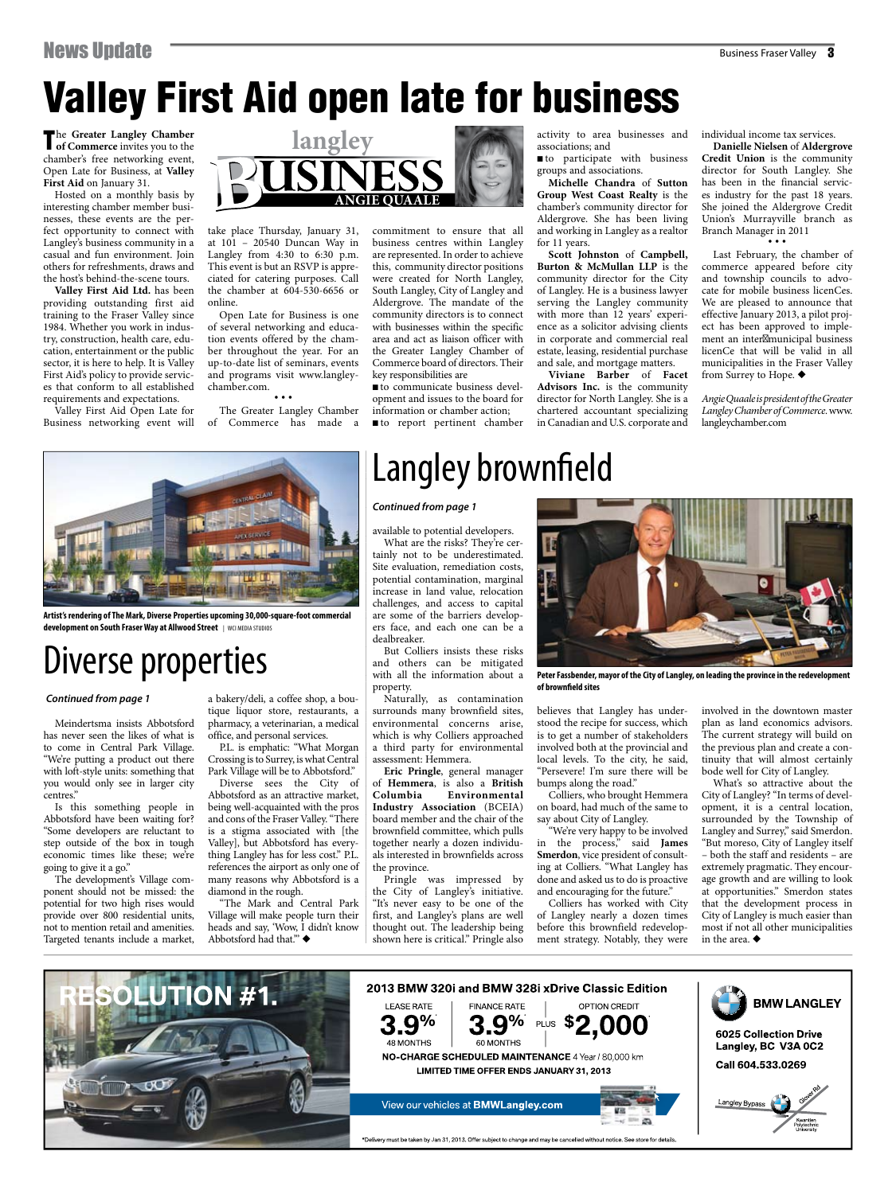# Valley First Aid open late for business

**langley BUSINESS** ANGIE QUAALE

The **Greater Langley Chamber of Commerce** invites you to the chamber's free networking event, Open Late for Business, at **Valley First Aid** on January 31.

Hosted on a monthly basis by interesting chamber member businesses, these events are the perfect opportunity to connect with Langley's business community in a casual and fun environment. Join others for refreshments, draws and the host's behind-the-scene tours.

**Valley First Aid Ltd.** has been providing outstanding first aid training to the Fraser Valley since 1984. Whether you work in industry, construction, health care, education, entertainment or the public sector, it is here to help. It is Valley First Aid's policy to provide services that conform to all established requirements and expectations.

Valley First Aid Open Late for Business networking event will take place Thursday, January 31, at 101 – 20540 Duncan Way in Langley from 4:30 to 6:30 p.m. This event is but an RSVP is appreciated for catering purposes. Call the chamber at 604-530-6656 or online.

Open Late for Business is one of several networking and education events offered by the chamber throughout the year. For an up-to-date list of seminars, events and programs visit www.langleychamber.com.

• • •

The Greater Langley Chamber of Commerce has made a commitment to ensure that all business centres within Langley are represented. In order to achieve this, community director positions were created for North Langley, South Langley, City of Langley and Aldergrove. The mandate of the community directors is to connect with businesses within the specific area and act as liaison officer with the Greater Langley Chamber of Commerce board of directors. Their key responsibilities are

- to communicate business development and issues to the board for information or chamber action;
- to report pertinent chamber activity to area businesses and associations; and
- to participate with business groups and associations.

**Michelle Chandra** of **Sutton Group West Coast Realty** is the chamber's community director for Aldergrove. She has been living and working in Langley as a realtor for 11 years.

**Scott Johnston** of **Campbell, Burton & McMullan LLP** is the community director for the City of Langley. He is a business lawyer serving the Langley community with more than 12 years' experience as a solicitor advising clients in corporate and commercial real estate, leasing, residential purchase and sale, and mortgage matters.

**Viviane Barber** of **Facet Advisors Inc.** is the community director for North Langley. She is a chartered accountant specializing in Canadian and U.S. corporate and individual income tax services.

**Danielle Nielsen** of **Aldergrove Credit Union** is the community director for South Langley. She has been in the financial services industry for the past 18 years. She joined the Aldergrove Credit Union's Murrayville branch as Branch Manager in 2011

• • •

Last February, the chamber of commerce appeared before city and township councils to advocate for mobile business licenCes. We are pleased to announce that effective January 2013, a pilot project has been approved to implement an inter-municipal business licenCe that will be valid in all municipalities in the Fraser Valley from Surrey to Hope. ◆

*Angie Quaale is president of the Greater Langley Chamber of Commerce. www.langleychamber.com*

Artist's rendering of The Mark, Diverse Properties upcoming 30,000-square-foot commercial development on South Fraser Way at Allwood Street | WCI MEDIA STUDIOS

# Diverse properties

*Continued from page 1*

Meindertsma insists Abbotsford has never seen the likes of what is to come in Central Park Village. "We're putting a product out there with loft-style units: something that you would only see in larger city centres."

Is this something people in Abbotsford have been waiting for? "Some developers are reluctant to step outside of the box in tough economic times like these; we're going to give it a go."

The development's Village component should not be missed: the potential for two high rises would provide over 800 residential units, not to mention retail and amenities. Targeted tenants include a market, a bakery/deli, a coffee shop, a boutique liquor store, restaurants, a pharmacy, a veterinarian, a medical office, and personal services.

P.L. is emphatic: "What Morgan Crossing is to Surrey, is what Central Park Village will be to Abbotsford."

Diverse sees the City of Abbotsford as an attractive market, being well-acquainted with the pros and cons of the Fraser Valley. "There is a stigma associated with [the Valley], but Abbotsford has everything Langley has for less cost." P.L. references the airport as only one of many reasons why Abbotsford is a diamond in the rough.

"The Mark and Central Park Village will make people turn their heads and say, 'Wow, I didn't know Abbotsford had that.'" ◆

# Langley brownfield

*Continued from page 1*

available to potential developers.

What are the risks? They're certainly not to be underestimated. Site evaluation, remediation costs, potential contamination, marginal increase in land value, relocation challenges, and access to capital are some of the barriers developers face, and each one can be a dealbreaker.

But Colliers insists these risks and others can be mitigated with all the information about a property.

Naturally, as contamination surrounds many brownfield sites, environmental concerns arise, which is why Colliers approached a third party for environmental assessment: Hemmera.

**Eric Pringle**, general manager of **Hemmera**, is also a **British Columbia Environmental Industry Association** (BCEIA) board member and the chair of the brownfield committee, which pulls together nearly a dozen individuals interested in brownfields across the province.

Pringle was impressed by the City of Langley's initiative. "It's never easy to be one of the first, and Langley's plans are well thought out. The leadership being shown here is critical." Pringle also believes that Langley has understood the recipe for success, which is to get a number of stakeholders involved both at the provincial and local levels. To the city, he said, "Persevere! I'm sure there will be bumps along the road."

Peter Fassbender, mayor of the City of Langley, on leading the province in the redevelopment of brownfield sites

Colliers, who brought Hemmera on board, had much of the same to say about City of Langley.

"We're very happy to be involved in the process," said **James Smerdon**, vice president of consulting at Colliers. "What Langley has done and asked us to do is proactive and encouraging for the future."

Colliers has worked with City of Langley nearly a dozen times before this brownfield redevelopment strategy. Notably, they were involved in the downtown master plan as land economics advisors. The current strategy will build on the previous plan and create a continuity that will almost certainly bode well for City of Langley.

What's so attractive about the City of Langley? "In terms of development, it is a central location, surrounded by the Township of Langley and Surrey," said Smerdon. "But moreso, City of Langley itself – both the staff and residents – are extremely pragmatic. They encourage growth and are willing to look at opportunities." Smerdon states that the development process in City of Langley is much easier than most if not all other municipalities in the area. ◆

RESOLUTION #1.

2013 BMW 320i and BMW 328i xDrive Classic Edition

LEASE RATE 3.9% 48 MONTHS | FINANCE RATE 3.9% 60 MONTHS | PLUS OPTION CREDIT $2,000*

NO-CHARGE SCHEDULED MAINTENANCE 4 Year / 80,000 km

LIMITED TIME OFFER ENDS JANUARY 31, 2013

View our vehicles at BMWLangley.com

*Delivery must be taken by Jan 31, 2013. Offer subject to change and may be cancelled without notice. See store for details.

BMW LANGLEY

6025 Collection Drive
Langley, BC V3A 0C2

Call 604.533.0269